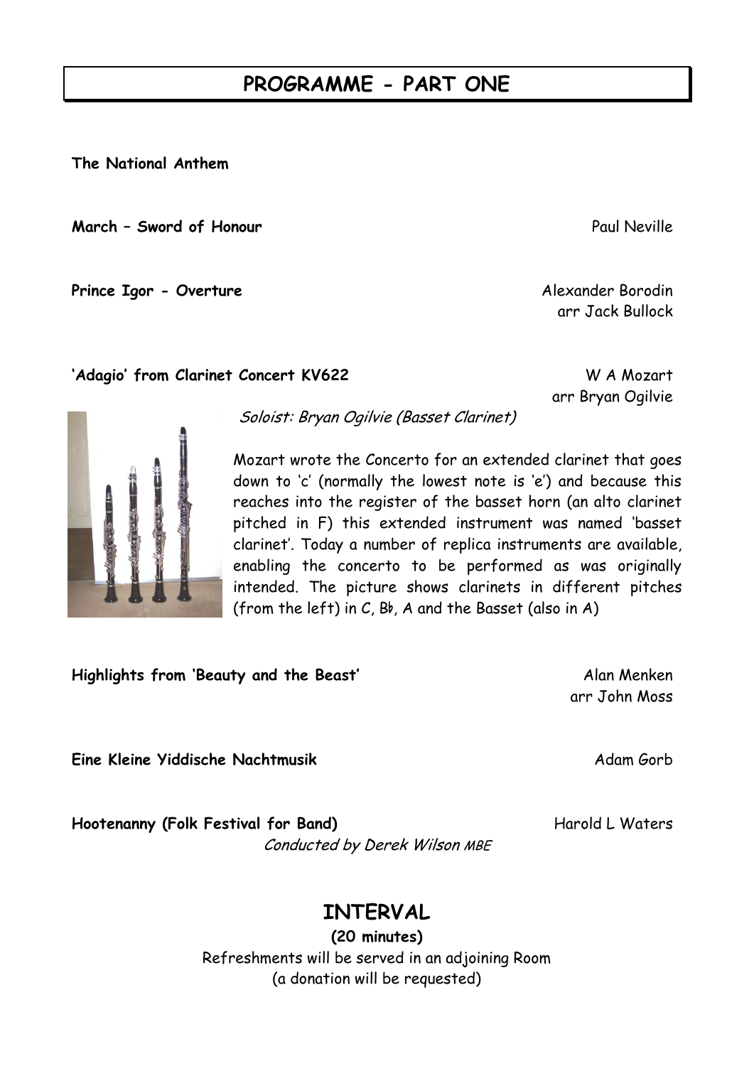# PROGRAMME - PART ONE

**The National Anthem**

**March – Sword of Honour** — Paul Neville

**Prince Igor - Overture** — Alexander Borodin
arr Jack Bullock

**'Adagio' from Clarinet Concert KV622** — W A Mozart
arr Bryan Ogilvie

*Soloist: Bryan Ogilvie (Basset Clarinet)*

Mozart wrote the Concerto for an extended clarinet that goes down to 'c' (normally the lowest note is 'e') and because this reaches into the register of the basset horn (an alto clarinet pitched in F) this extended instrument was named 'basset clarinet'. Today a number of replica instruments are available, enabling the concerto to be performed as was originally intended. The picture shows clarinets in different pitches (from the left) in C, B♭, A and the Basset (also in A)

**Highlights from 'Beauty and the Beast'** — Alan Menken
arr John Moss

**Eine Kleine Yiddische Nachtmusik** — Adam Gorb

**Hootenanny (Folk Festival for Band)** — Harold L Waters

*Conducted by Derek Wilson MBE*

## INTERVAL

**(20 minutes)**

Refreshments will be served in an adjoining Room
(a donation will be requested)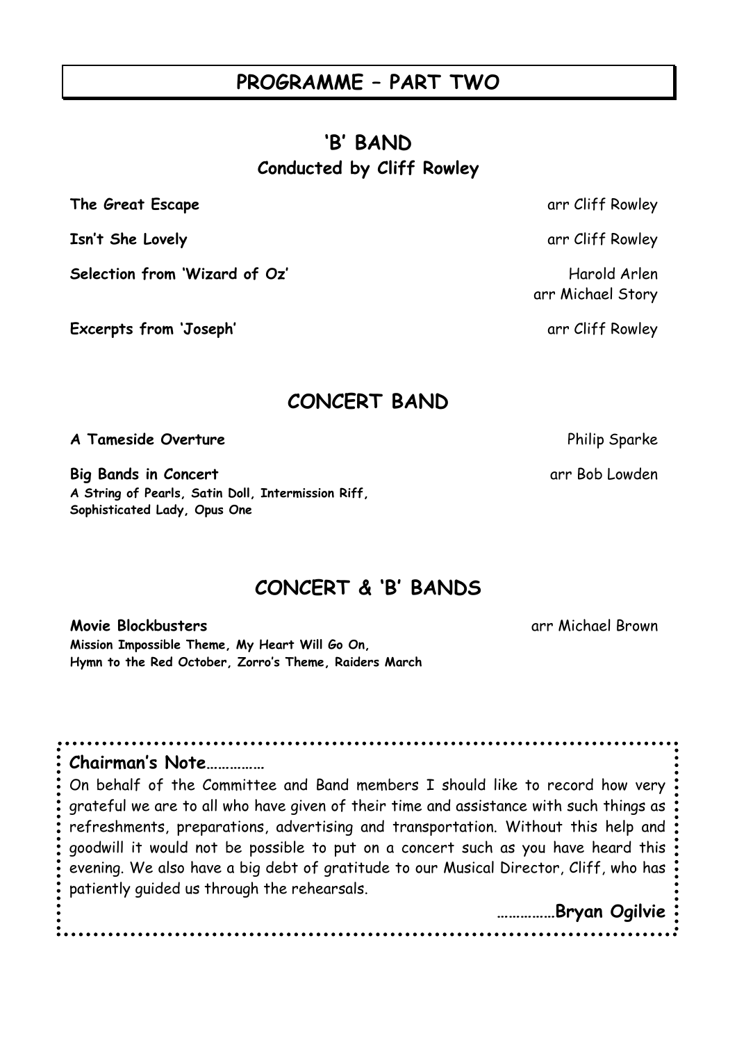# PROGRAMME – PART TWO

## 'B' BAND

### Conducted by Cliff Rowley

**The Great Escape** — arr Cliff Rowley

**Isn't She Lovely** — arr Cliff Rowley

**Selection from 'Wizard of Oz'** — Harold Arlen, arr Michael Story

**Excerpts from 'Joseph'** — arr Cliff Rowley

## CONCERT BAND

**A Tameside Overture** — Philip Sparke

**Big Bands in Concert** — arr Bob Lowden
**A String of Pearls, Satin Doll, Intermission Riff, Sophisticated Lady, Opus One**

## CONCERT & 'B' BANDS

**Movie Blockbusters** — arr Michael Brown
**Mission Impossible Theme, My Heart Will Go On, Hymn to the Red October, Zorro's Theme, Raiders March**

---

**Chairman's Note……………**

On behalf of the Committee and Band members I should like to record how very grateful we are to all who have given of their time and assistance with such things as refreshments, preparations, advertising and transportation. Without this help and goodwill it would not be possible to put on a concert such as you have heard this evening. We also have a big debt of gratitude to our Musical Director, Cliff, who has patiently guided us through the rehearsals.

……………**Bryan Ogilvie**